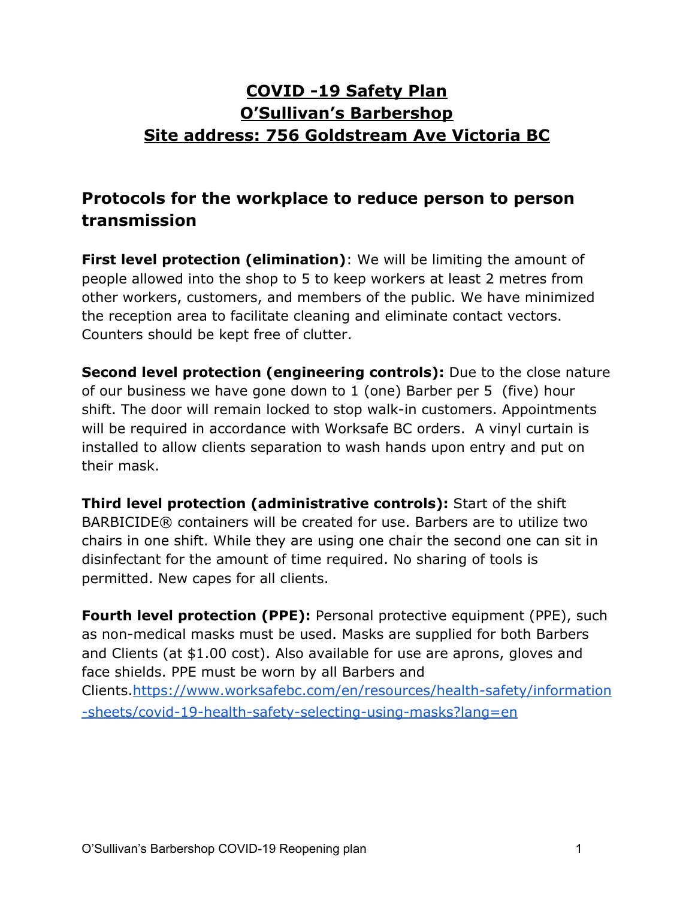# COVID -19 Safety Plan
# O'Sullivan's Barbershop
# Site address: 756 Goldstream Ave Victoria BC

## Protocols for the workplace to reduce person to person transmission

**First level protection (elimination)**: We will be limiting the amount of people allowed into the shop to 5 to keep workers at least 2 metres from other workers, customers, and members of the public. We have minimized the reception area to facilitate cleaning and eliminate contact vectors. Counters should be kept free of clutter.

**Second level protection (engineering controls):** Due to the close nature of our business we have gone down to 1 (one) Barber per 5 (five) hour shift. The door will remain locked to stop walk-in customers. Appointments will be required in accordance with Worksafe BC orders. A vinyl curtain is installed to allow clients separation to wash hands upon entry and put on their mask.

**Third level protection (administrative controls):** Start of the shift BARBICIDE® containers will be created for use. Barbers are to utilize two chairs in one shift. While they are using one chair the second one can sit in disinfectant for the amount of time required. No sharing of tools is permitted. New capes for all clients.

**Fourth level protection (PPE):** Personal protective equipment (PPE), such as non-medical masks must be used. Masks are supplied for both Barbers and Clients (at $1.00 cost). Also available for use are aprons, gloves and face shields. PPE must be worn by all Barbers and Clients.[https://www.worksafebc.com/en/resources/health-safety/information-sheets/covid-19-health-safety-selecting-using-masks?lang=en](https://www.worksafebc.com/en/resources/health-safety/information-sheets/covid-19-health-safety-selecting-using-masks?lang=en)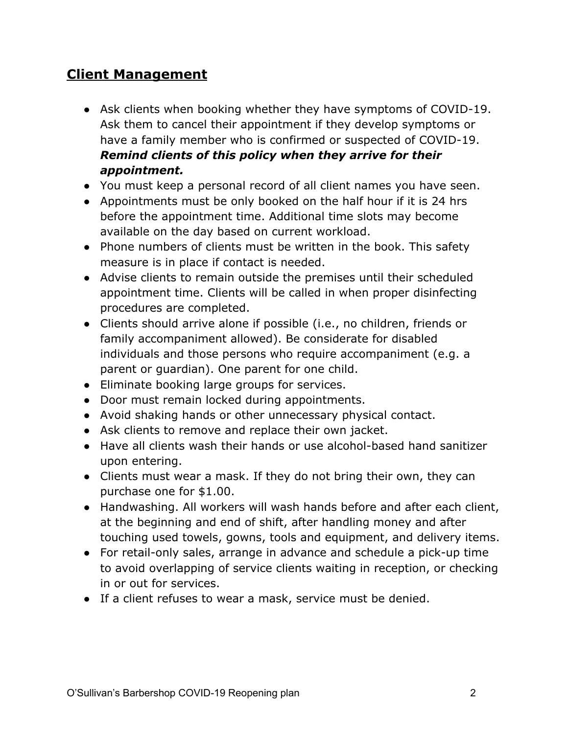## Client Management

- Ask clients when booking whether they have symptoms of COVID-19. Ask them to cancel their appointment if they develop symptoms or have a family member who is confirmed or suspected of COVID-19. ***Remind clients of this policy when they arrive for their appointment.***
- You must keep a personal record of all client names you have seen.
- Appointments must be only booked on the half hour if it is 24 hrs before the appointment time. Additional time slots may become available on the day based on current workload.
- Phone numbers of clients must be written in the book. This safety measure is in place if contact is needed.
- Advise clients to remain outside the premises until their scheduled appointment time. Clients will be called in when proper disinfecting procedures are completed.
- Clients should arrive alone if possible (i.e., no children, friends or family accompaniment allowed). Be considerate for disabled individuals and those persons who require accompaniment (e.g. a parent or guardian). One parent for one child.
- Eliminate booking large groups for services.
- Door must remain locked during appointments.
- Avoid shaking hands or other unnecessary physical contact.
- Ask clients to remove and replace their own jacket.
- Have all clients wash their hands or use alcohol-based hand sanitizer upon entering.
- Clients must wear a mask. If they do not bring their own, they can purchase one for $1.00.
- Handwashing. All workers will wash hands before and after each client, at the beginning and end of shift, after handling money and after touching used towels, gowns, tools and equipment, and delivery items.
- For retail-only sales, arrange in advance and schedule a pick-up time to avoid overlapping of service clients waiting in reception, or checking in or out for services.
- If a client refuses to wear a mask, service must be denied.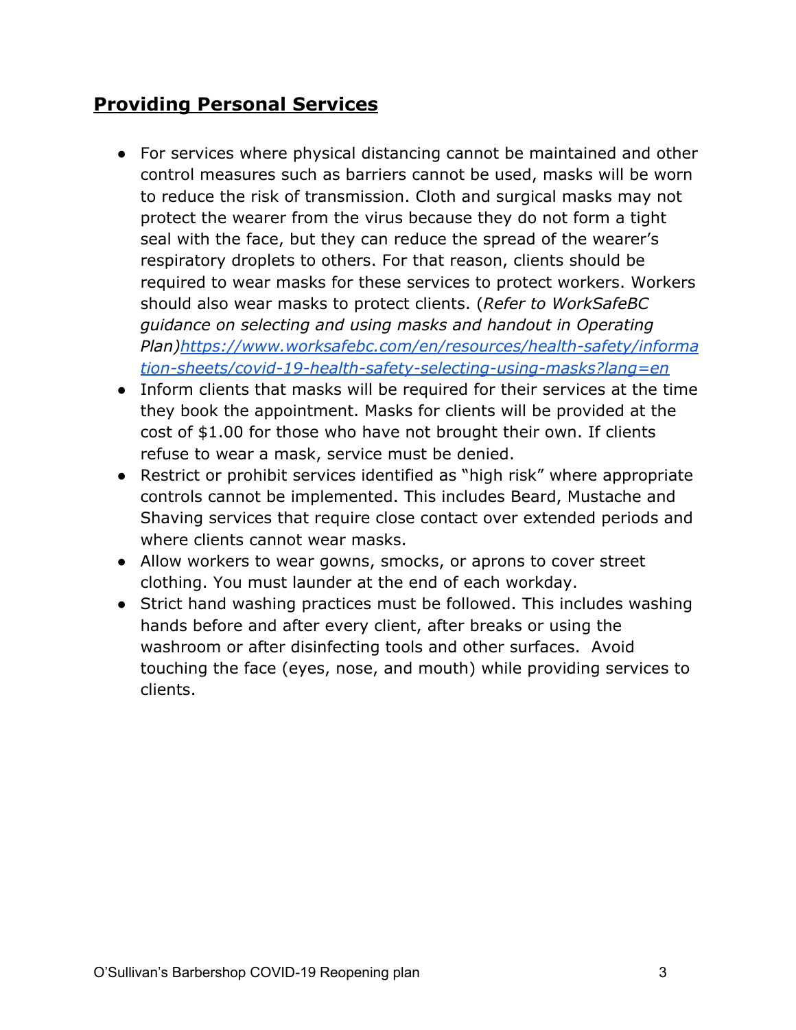## **Providing Personal Services**

- For services where physical distancing cannot be maintained and other control measures such as barriers cannot be used, masks will be worn to reduce the risk of transmission. Cloth and surgical masks may not protect the wearer from the virus because they do not form a tight seal with the face, but they can reduce the spread of the wearer's respiratory droplets to others. For that reason, clients should be required to wear masks for these services to protect workers. Workers should also wear masks to protect clients. (*Refer to WorkSafeBC guidance on selecting and using masks and handout in Operating Plan)*[https://www.worksafebc.com/en/resources/health-safety/information-sheets/covid-19-health-safety-selecting-using-masks?lang=en](https://www.worksafebc.com/en/resources/health-safety/information-sheets/covid-19-health-safety-selecting-using-masks?lang=en)
- Inform clients that masks will be required for their services at the time they book the appointment. Masks for clients will be provided at the cost of $1.00 for those who have not brought their own. If clients refuse to wear a mask, service must be denied.
- Restrict or prohibit services identified as "high risk" where appropriate controls cannot be implemented. This includes Beard, Mustache and Shaving services that require close contact over extended periods and where clients cannot wear masks.
- Allow workers to wear gowns, smocks, or aprons to cover street clothing. You must launder at the end of each workday.
- Strict hand washing practices must be followed. This includes washing hands before and after every client, after breaks or using the washroom or after disinfecting tools and other surfaces. Avoid touching the face (eyes, nose, and mouth) while providing services to clients.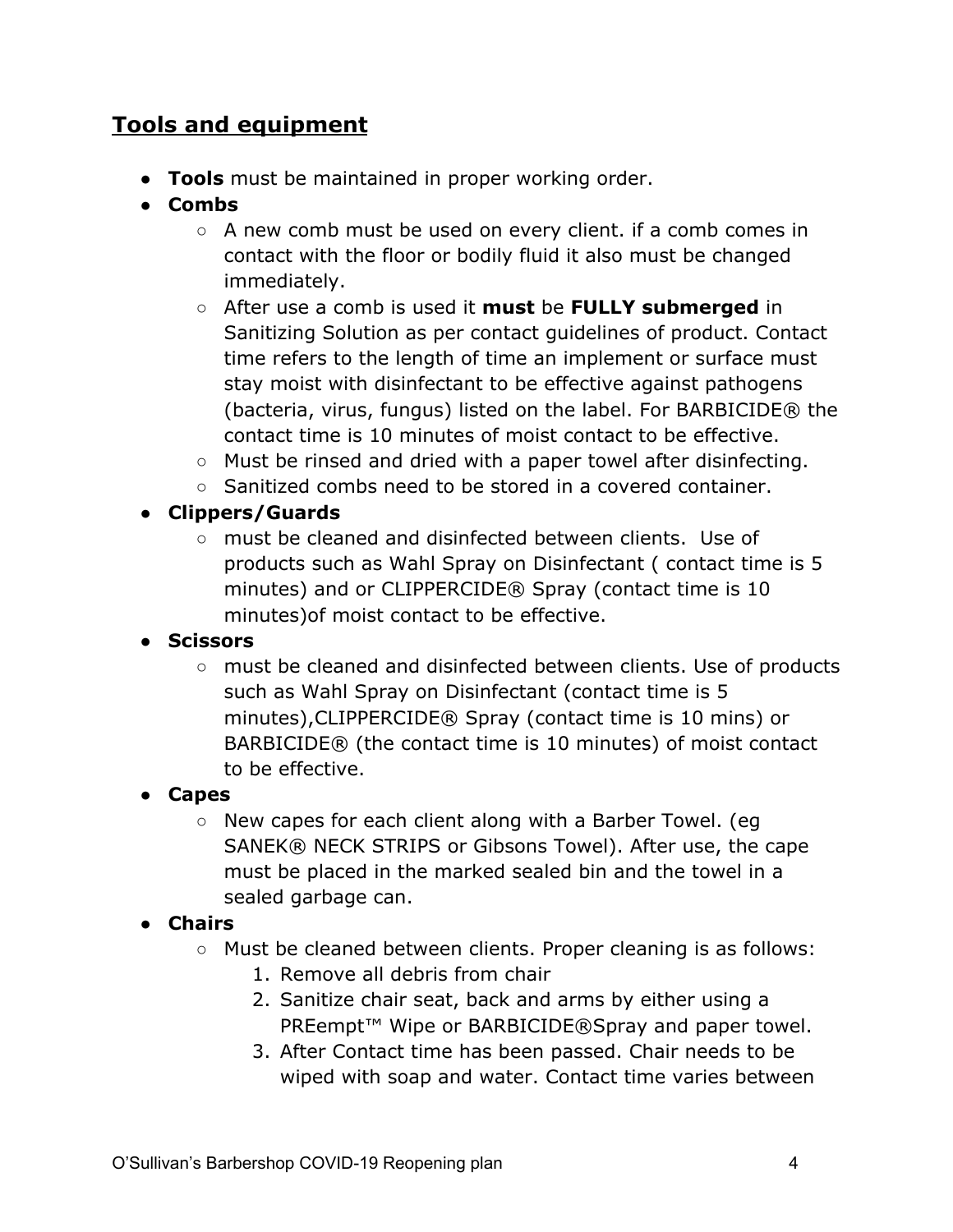## **Tools and equipment**

- **Tools** must be maintained in proper working order.
- **Combs**
  - A new comb must be used on every client. if a comb comes in contact with the floor or bodily fluid it also must be changed immediately.
  - After use a comb is used it **must** be **FULLY submerged** in Sanitizing Solution as per contact guidelines of product. Contact time refers to the length of time an implement or surface must stay moist with disinfectant to be effective against pathogens (bacteria, virus, fungus) listed on the label. For BARBICIDE® the contact time is 10 minutes of moist contact to be effective.
  - Must be rinsed and dried with a paper towel after disinfecting.
  - Sanitized combs need to be stored in a covered container.
- **Clippers/Guards**
  - must be cleaned and disinfected between clients. Use of products such as Wahl Spray on Disinfectant ( contact time is 5 minutes) and or CLIPPERCIDE® Spray (contact time is 10 minutes)of moist contact to be effective.
- **Scissors**
  - must be cleaned and disinfected between clients. Use of products such as Wahl Spray on Disinfectant (contact time is 5 minutes),CLIPPERCIDE® Spray (contact time is 10 mins) or BARBICIDE® (the contact time is 10 minutes) of moist contact to be effective.
- **Capes**
  - New capes for each client along with a Barber Towel. (eg SANEK® NECK STRIPS or Gibsons Towel). After use, the cape must be placed in the marked sealed bin and the towel in a sealed garbage can.
- **Chairs**
  - Must be cleaned between clients. Proper cleaning is as follows:
    1. Remove all debris from chair
    2. Sanitize chair seat, back and arms by either using a PREempt™ Wipe or BARBICIDE®Spray and paper towel.
    3. After Contact time has been passed. Chair needs to be wiped with soap and water. Contact time varies between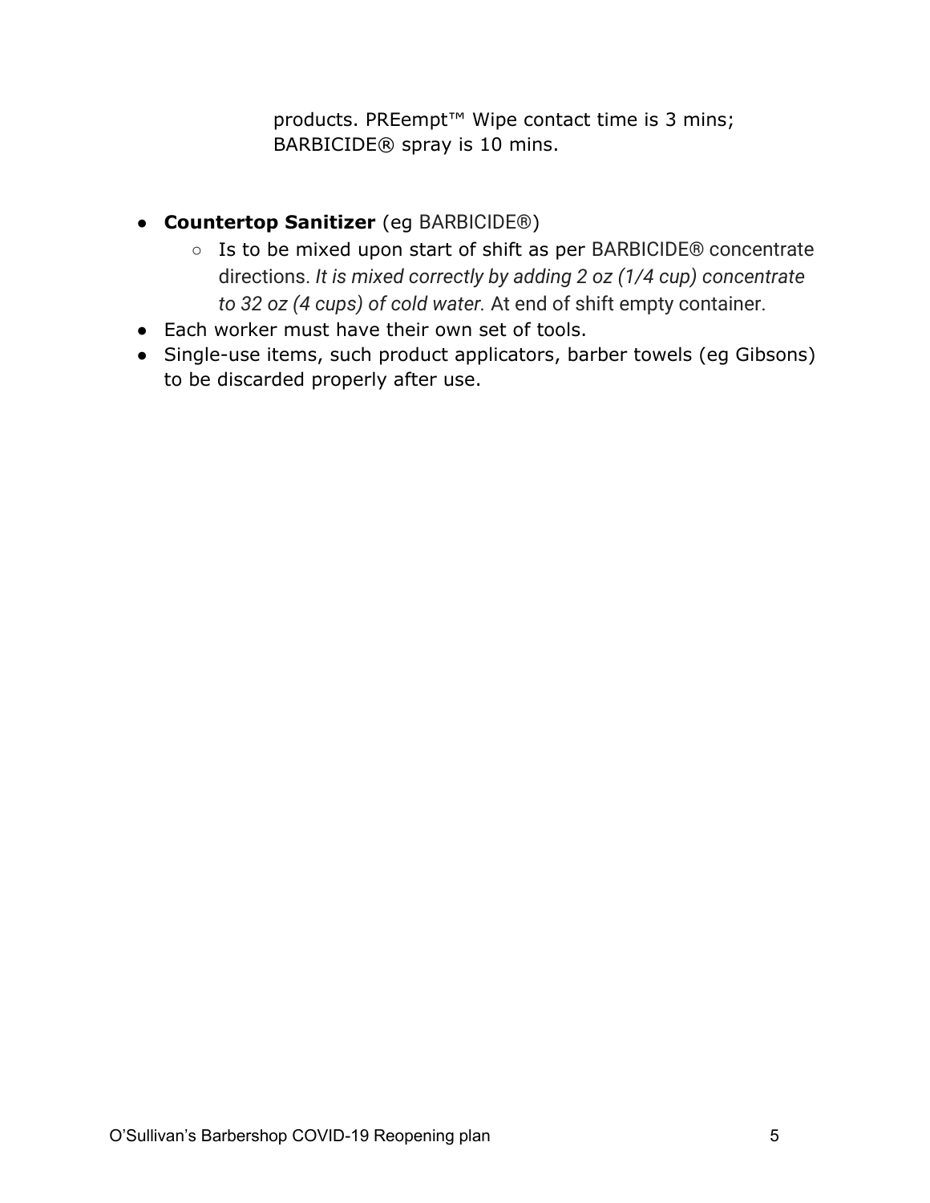products. PREempt™ Wipe contact time is 3 mins; BARBICIDE® spray is 10 mins.

- **Countertop Sanitizer** (eg BARBICIDE®)
  - Is to be mixed upon start of shift as per BARBICIDE® concentrate directions. *It is mixed correctly by adding 2 oz (1/4 cup) concentrate to 32 oz (4 cups) of cold water.* At end of shift empty container.
- Each worker must have their own set of tools.
- Single-use items, such product applicators, barber towels (eg Gibsons) to be discarded properly after use.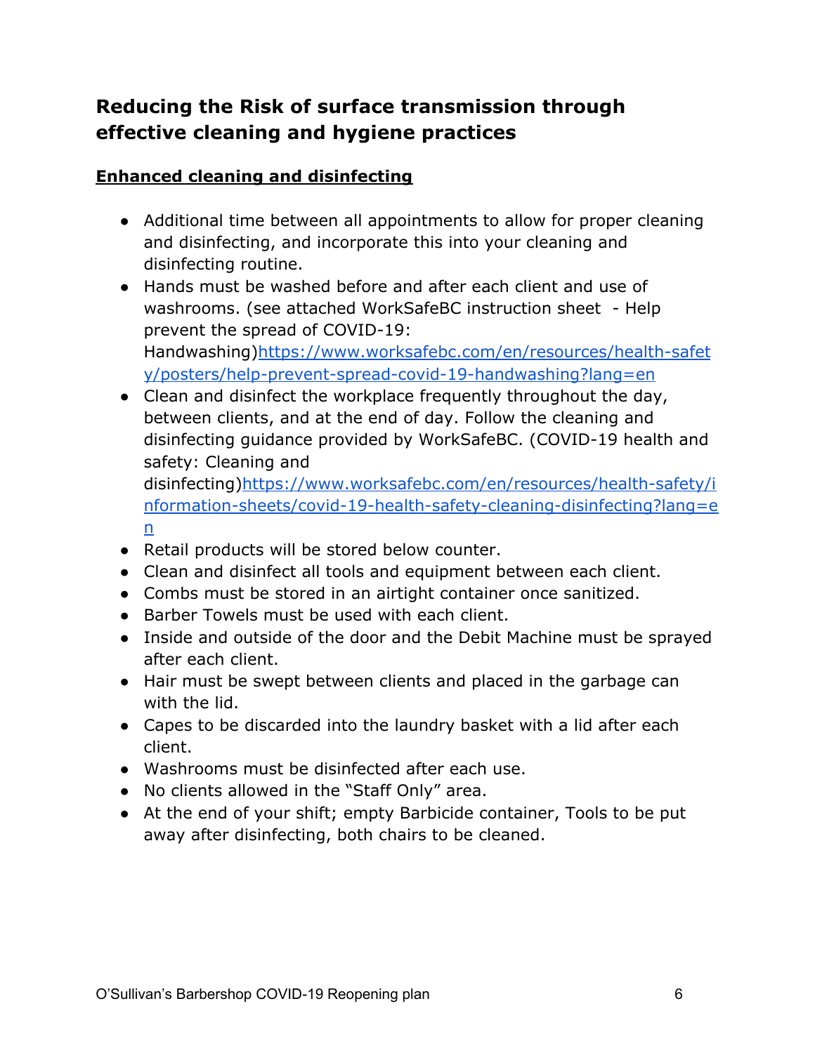## Reducing the Risk of surface transmission through effective cleaning and hygiene practices

**Enhanced cleaning and disinfecting**

- Additional time between all appointments to allow for proper cleaning and disinfecting, and incorporate this into your cleaning and disinfecting routine.
- Hands must be washed before and after each client and use of washrooms. (see attached WorkSafeBC instruction sheet - Help prevent the spread of COVID-19: Handwashing)[https://www.worksafebc.com/en/resources/health-safety/posters/help-prevent-spread-covid-19-handwashing?lang=en](https://www.worksafebc.com/en/resources/health-safety/posters/help-prevent-spread-covid-19-handwashing?lang=en)
- Clean and disinfect the workplace frequently throughout the day, between clients, and at the end of day. Follow the cleaning and disinfecting guidance provided by WorkSafeBC. (COVID-19 health and safety: Cleaning and disinfecting)[https://www.worksafebc.com/en/resources/health-safety/information-sheets/covid-19-health-safety-cleaning-disinfecting?lang=en](https://www.worksafebc.com/en/resources/health-safety/information-sheets/covid-19-health-safety-cleaning-disinfecting?lang=en)
- Retail products will be stored below counter.
- Clean and disinfect all tools and equipment between each client.
- Combs must be stored in an airtight container once sanitized.
- Barber Towels must be used with each client.
- Inside and outside of the door and the Debit Machine must be sprayed after each client.
- Hair must be swept between clients and placed in the garbage can with the lid.
- Capes to be discarded into the laundry basket with a lid after each client.
- Washrooms must be disinfected after each use.
- No clients allowed in the “Staff Only” area.
- At the end of your shift; empty Barbicide container, Tools to be put away after disinfecting, both chairs to be cleaned.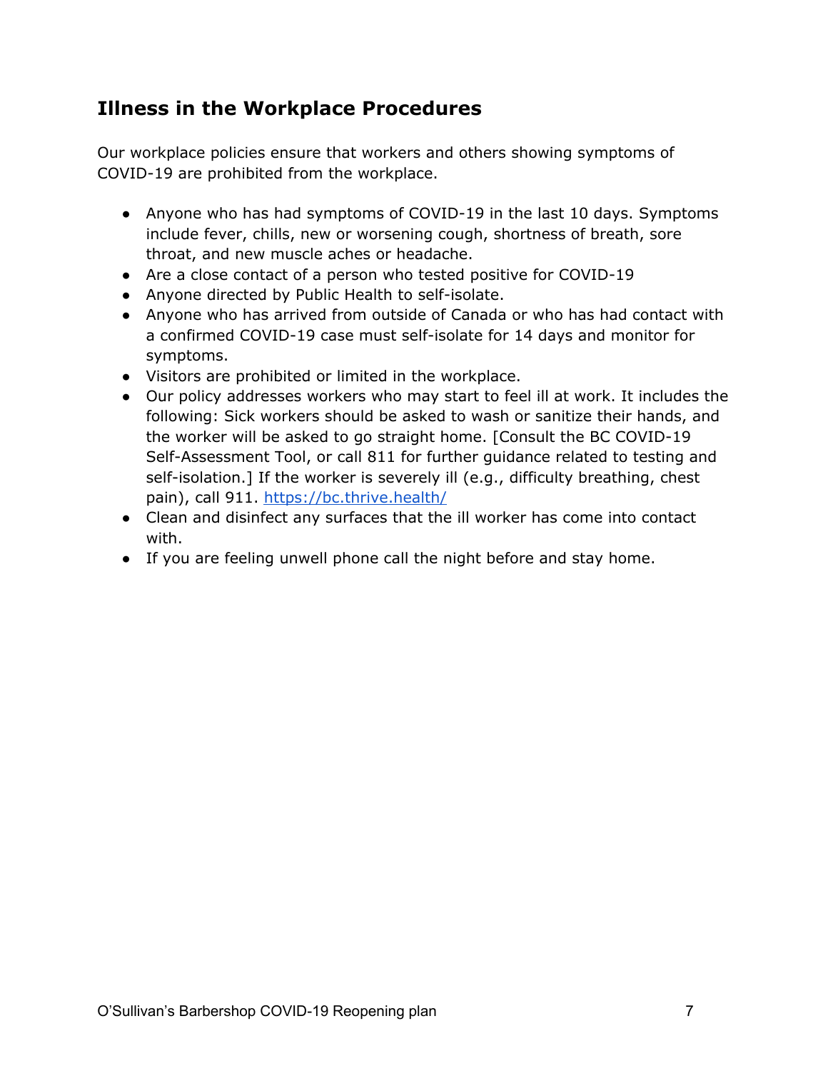## Illness in the Workplace Procedures

Our workplace policies ensure that workers and others showing symptoms of COVID-19 are prohibited from the workplace.

- Anyone who has had symptoms of COVID-19 in the last 10 days. Symptoms include fever, chills, new or worsening cough, shortness of breath, sore throat, and new muscle aches or headache.
- Are a close contact of a person who tested positive for COVID-19
- Anyone directed by Public Health to self-isolate.
- Anyone who has arrived from outside of Canada or who has had contact with a confirmed COVID-19 case must self-isolate for 14 days and monitor for symptoms.
- Visitors are prohibited or limited in the workplace.
- Our policy addresses workers who may start to feel ill at work. It includes the following: Sick workers should be asked to wash or sanitize their hands, and the worker will be asked to go straight home. [Consult the BC COVID-19 Self-Assessment Tool, or call 811 for further guidance related to testing and self-isolation.] If the worker is severely ill (e.g., difficulty breathing, chest pain), call 911. [https://bc.thrive.health/](https://bc.thrive.health/)
- Clean and disinfect any surfaces that the ill worker has come into contact with.
- If you are feeling unwell phone call the night before and stay home.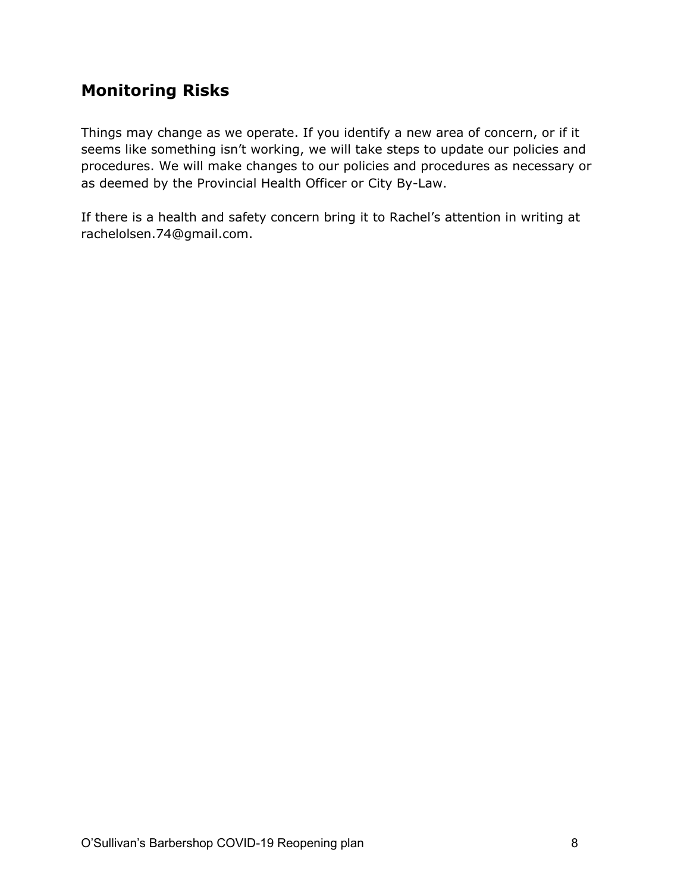## Monitoring Risks

Things may change as we operate. If you identify a new area of concern, or if it seems like something isn't working, we will take steps to update our policies and procedures. We will make changes to our policies and procedures as necessary or as deemed by the Provincial Health Officer or City By-Law.

If there is a health and safety concern bring it to Rachel's attention in writing at rachelolsen.74@gmail.com.